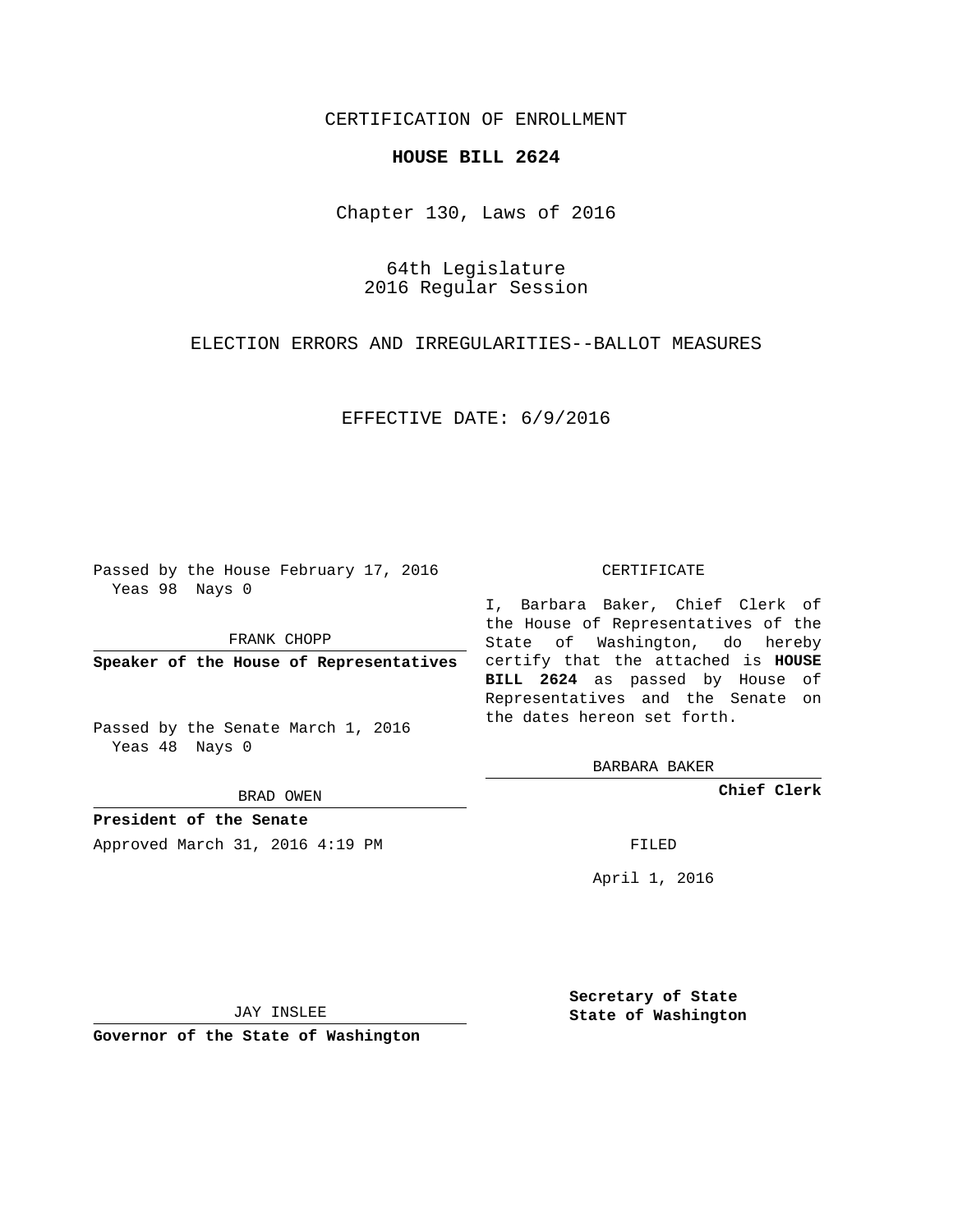CERTIFICATION OF ENROLLMENT

**HOUSE BILL 2624**

Chapter 130, Laws of 2016

64th Legislature
2016 Regular Session

ELECTION ERRORS AND IRREGULARITIES--BALLOT MEASURES

EFFECTIVE DATE: 6/9/2016

Passed by the House February 17, 2016
Yeas 98 Nays 0

FRANK CHOPP

**Speaker of the House of Representatives**

Passed by the Senate March 1, 2016
Yeas 48 Nays 0

BRAD OWEN

**President of the Senate**

Approved March 31, 2016 4:19 PM

JAY INSLEE

**Governor of the State of Washington**

CERTIFICATE

I, Barbara Baker, Chief Clerk of the House of Representatives of the State of Washington, do hereby certify that the attached is **HOUSE BILL 2624** as passed by House of Representatives and the Senate on the dates hereon set forth.

BARBARA BAKER

**Chief Clerk**

FILED

April 1, 2016

**Secretary of State**
**State of Washington**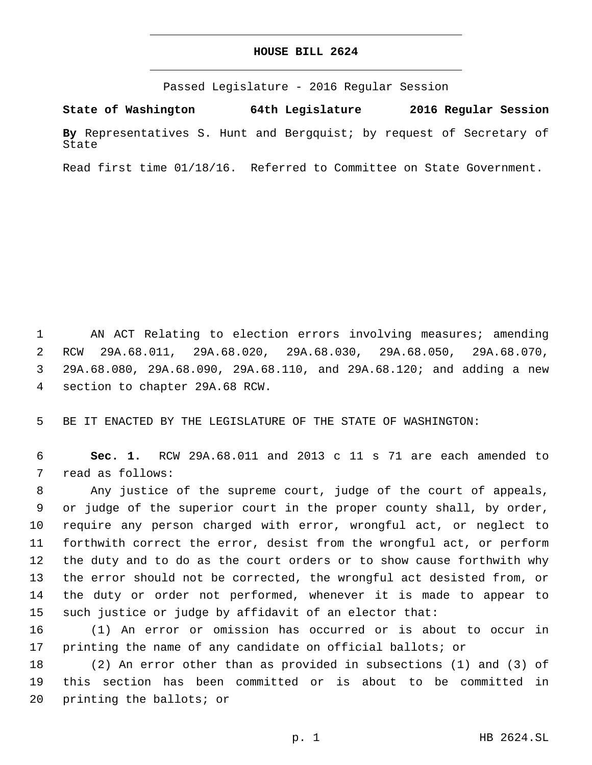# HOUSE BILL 2624

Passed Legislature - 2016 Regular Session

**State of Washington 64th Legislature 2016 Regular Session**

**By** Representatives S. Hunt and Bergquist; by request of Secretary of State

Read first time 01/18/16. Referred to Committee on State Government.

AN ACT Relating to election errors involving measures; amending RCW 29A.68.011, 29A.68.020, 29A.68.030, 29A.68.050, 29A.68.070, 29A.68.080, 29A.68.090, 29A.68.110, and 29A.68.120; and adding a new section to chapter 29A.68 RCW.

BE IT ENACTED BY THE LEGISLATURE OF THE STATE OF WASHINGTON:

**Sec. 1.** RCW 29A.68.011 and 2013 c 11 s 71 are each amended to read as follows:

Any justice of the supreme court, judge of the court of appeals, or judge of the superior court in the proper county shall, by order, require any person charged with error, wrongful act, or neglect to forthwith correct the error, desist from the wrongful act, or perform the duty and to do as the court orders or to show cause forthwith why the error should not be corrected, the wrongful act desisted from, or the duty or order not performed, whenever it is made to appear to such justice or judge by affidavit of an elector that:

(1) An error or omission has occurred or is about to occur in printing the name of any candidate on official ballots; or

(2) An error other than as provided in subsections (1) and (3) of this section has been committed or is about to be committed in printing the ballots; or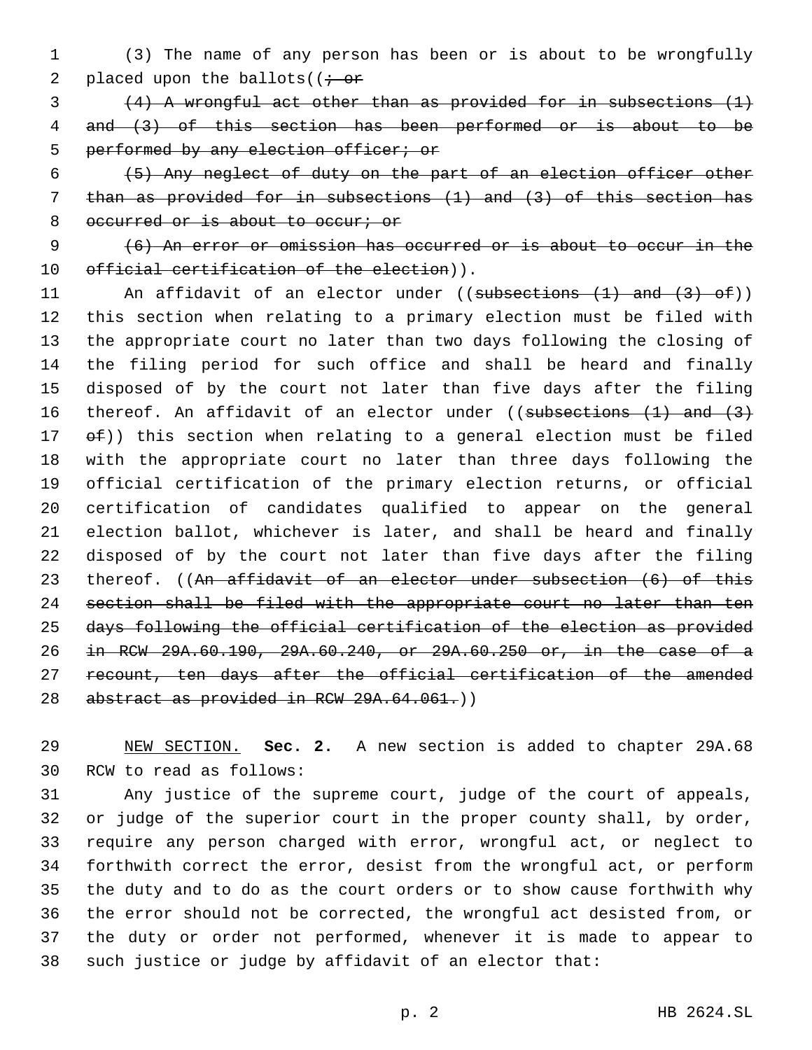(3) The name of any person has been or is about to be wrongfully placed upon the ballots((~~; or~~

~~(4) A wrongful act other than as provided for in subsections (1) and (3) of this section has been performed or is about to be performed by any election officer; or~~

~~(5) Any neglect of duty on the part of an election officer other than as provided for in subsections (1) and (3) of this section has occurred or is about to occur; or~~

~~(6) An error or omission has occurred or is about to occur in the official certification of the election~~)).

An affidavit of an elector under ((~~subsections (1) and (3) of~~)) this section when relating to a primary election must be filed with the appropriate court no later than two days following the closing of the filing period for such office and shall be heard and finally disposed of by the court not later than five days after the filing thereof. An affidavit of an elector under ((~~subsections (1) and (3) of~~)) this section when relating to a general election must be filed with the appropriate court no later than three days following the official certification of the primary election returns, or official certification of candidates qualified to appear on the general election ballot, whichever is later, and shall be heard and finally disposed of by the court not later than five days after the filing thereof. ((~~An affidavit of an elector under subsection (6) of this section shall be filed with the appropriate court no later than ten days following the official certification of the election as provided in RCW 29A.60.190, 29A.60.240, or 29A.60.250 or, in the case of a recount, ten days after the official certification of the amended abstract as provided in RCW 29A.64.061.~~))

NEW SECTION. **Sec. 2.** A new section is added to chapter 29A.68 RCW to read as follows:

Any justice of the supreme court, judge of the court of appeals, or judge of the superior court in the proper county shall, by order, require any person charged with error, wrongful act, or neglect to forthwith correct the error, desist from the wrongful act, or perform the duty and to do as the court orders or to show cause forthwith why the error should not be corrected, the wrongful act desisted from, or the duty or order not performed, whenever it is made to appear to such justice or judge by affidavit of an elector that: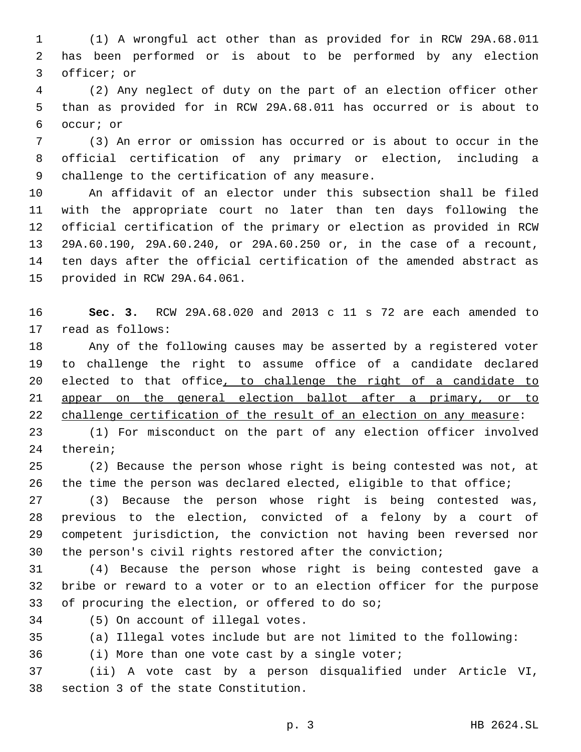(1) A wrongful act other than as provided for in RCW 29A.68.011 has been performed or is about to be performed by any election officer; or

(2) Any neglect of duty on the part of an election officer other than as provided for in RCW 29A.68.011 has occurred or is about to occur; or

(3) An error or omission has occurred or is about to occur in the official certification of any primary or election, including a challenge to the certification of any measure.

An affidavit of an elector under this subsection shall be filed with the appropriate court no later than ten days following the official certification of the primary or election as provided in RCW 29A.60.190, 29A.60.240, or 29A.60.250 or, in the case of a recount, ten days after the official certification of the amended abstract as provided in RCW 29A.64.061.

**Sec. 3.** RCW 29A.68.020 and 2013 c 11 s 72 are each amended to read as follows:

Any of the following causes may be asserted by a registered voter to challenge the right to assume office of a candidate declared elected to that office<u>, to challenge the right of a candidate to appear on the general election ballot after a primary, or to challenge certification of the result of an election on any measure</u>:

(1) For misconduct on the part of any election officer involved therein;

(2) Because the person whose right is being contested was not, at the time the person was declared elected, eligible to that office;

(3) Because the person whose right is being contested was, previous to the election, convicted of a felony by a court of competent jurisdiction, the conviction not having been reversed nor the person's civil rights restored after the conviction;

(4) Because the person whose right is being contested gave a bribe or reward to a voter or to an election officer for the purpose of procuring the election, or offered to do so;

(5) On account of illegal votes.

(a) Illegal votes include but are not limited to the following:

(i) More than one vote cast by a single voter;

(ii) A vote cast by a person disqualified under Article VI, section 3 of the state Constitution.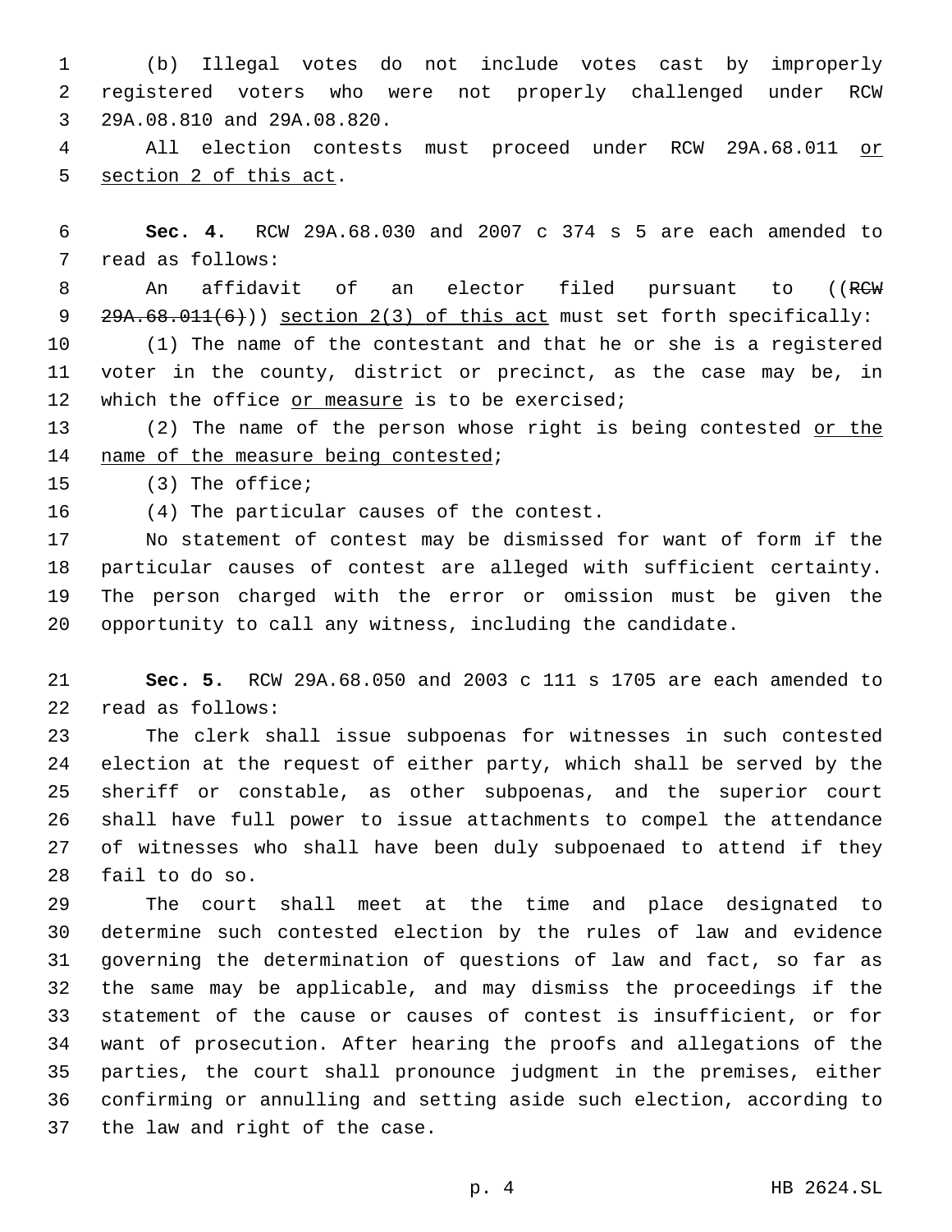(b) Illegal votes do not include votes cast by improperly registered voters who were not properly challenged under RCW 29A.08.810 and 29A.08.820.

All election contests must proceed under RCW 29A.68.011 <u>or section 2 of this act</u>.

**Sec. 4.** RCW 29A.68.030 and 2007 c 374 s 5 are each amended to read as follows:

An affidavit of an elector filed pursuant to ((~~RCW 29A.68.011(6)~~)) <u>section 2(3) of this act</u> must set forth specifically:

(1) The name of the contestant and that he or she is a registered voter in the county, district or precinct, as the case may be, in which the office <u>or measure</u> is to be exercised;

(2) The name of the person whose right is being contested <u>or the name of the measure being contested</u>;

(3) The office;

(4) The particular causes of the contest.

No statement of contest may be dismissed for want of form if the particular causes of contest are alleged with sufficient certainty. The person charged with the error or omission must be given the opportunity to call any witness, including the candidate.

**Sec. 5.** RCW 29A.68.050 and 2003 c 111 s 1705 are each amended to read as follows:

The clerk shall issue subpoenas for witnesses in such contested election at the request of either party, which shall be served by the sheriff or constable, as other subpoenas, and the superior court shall have full power to issue attachments to compel the attendance of witnesses who shall have been duly subpoenaed to attend if they fail to do so.

The court shall meet at the time and place designated to determine such contested election by the rules of law and evidence governing the determination of questions of law and fact, so far as the same may be applicable, and may dismiss the proceedings if the statement of the cause or causes of contest is insufficient, or for want of prosecution. After hearing the proofs and allegations of the parties, the court shall pronounce judgment in the premises, either confirming or annulling and setting aside such election, according to the law and right of the case.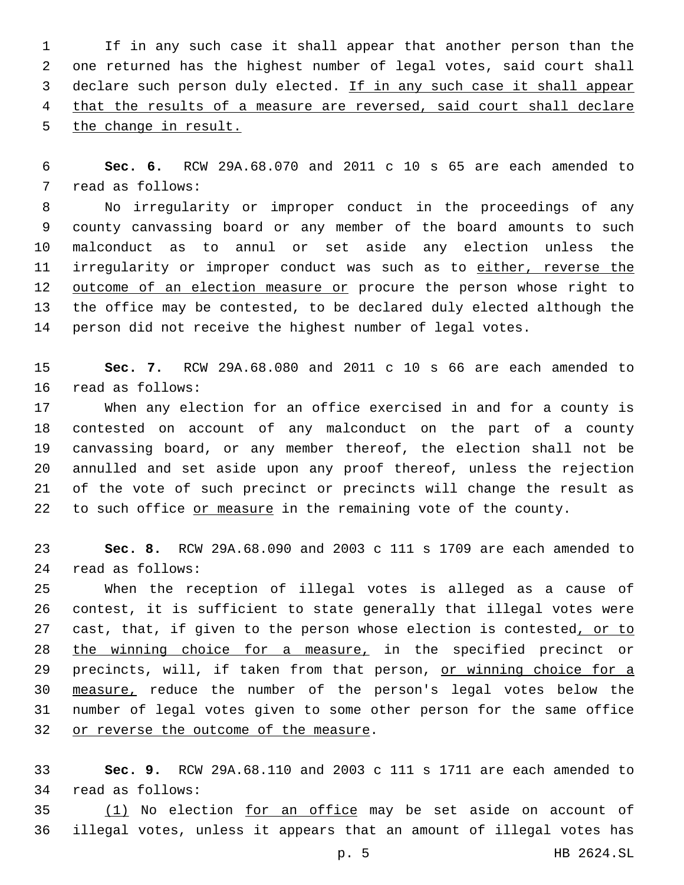If in any such case it shall appear that another person than the one returned has the highest number of legal votes, said court shall declare such person duly elected. If in any such case it shall appear that the results of a measure are reversed, said court shall declare the change in result.

**Sec. 6.** RCW 29A.68.070 and 2011 c 10 s 65 are each amended to read as follows:

No irregularity or improper conduct in the proceedings of any county canvassing board or any member of the board amounts to such malconduct as to annul or set aside any election unless the irregularity or improper conduct was such as to either, reverse the outcome of an election measure or procure the person whose right to the office may be contested, to be declared duly elected although the person did not receive the highest number of legal votes.

**Sec. 7.** RCW 29A.68.080 and 2011 c 10 s 66 are each amended to read as follows:

When any election for an office exercised in and for a county is contested on account of any malconduct on the part of a county canvassing board, or any member thereof, the election shall not be annulled and set aside upon any proof thereof, unless the rejection of the vote of such precinct or precincts will change the result as to such office or measure in the remaining vote of the county.

**Sec. 8.** RCW 29A.68.090 and 2003 c 111 s 1709 are each amended to read as follows:

When the reception of illegal votes is alleged as a cause of contest, it is sufficient to state generally that illegal votes were cast, that, if given to the person whose election is contested, or to the winning choice for a measure, in the specified precinct or precincts, will, if taken from that person, or winning choice for a measure, reduce the number of the person's legal votes below the number of legal votes given to some other person for the same office or reverse the outcome of the measure.

**Sec. 9.** RCW 29A.68.110 and 2003 c 111 s 1711 are each amended to read as follows:

(1) No election for an office may be set aside on account of illegal votes, unless it appears that an amount of illegal votes has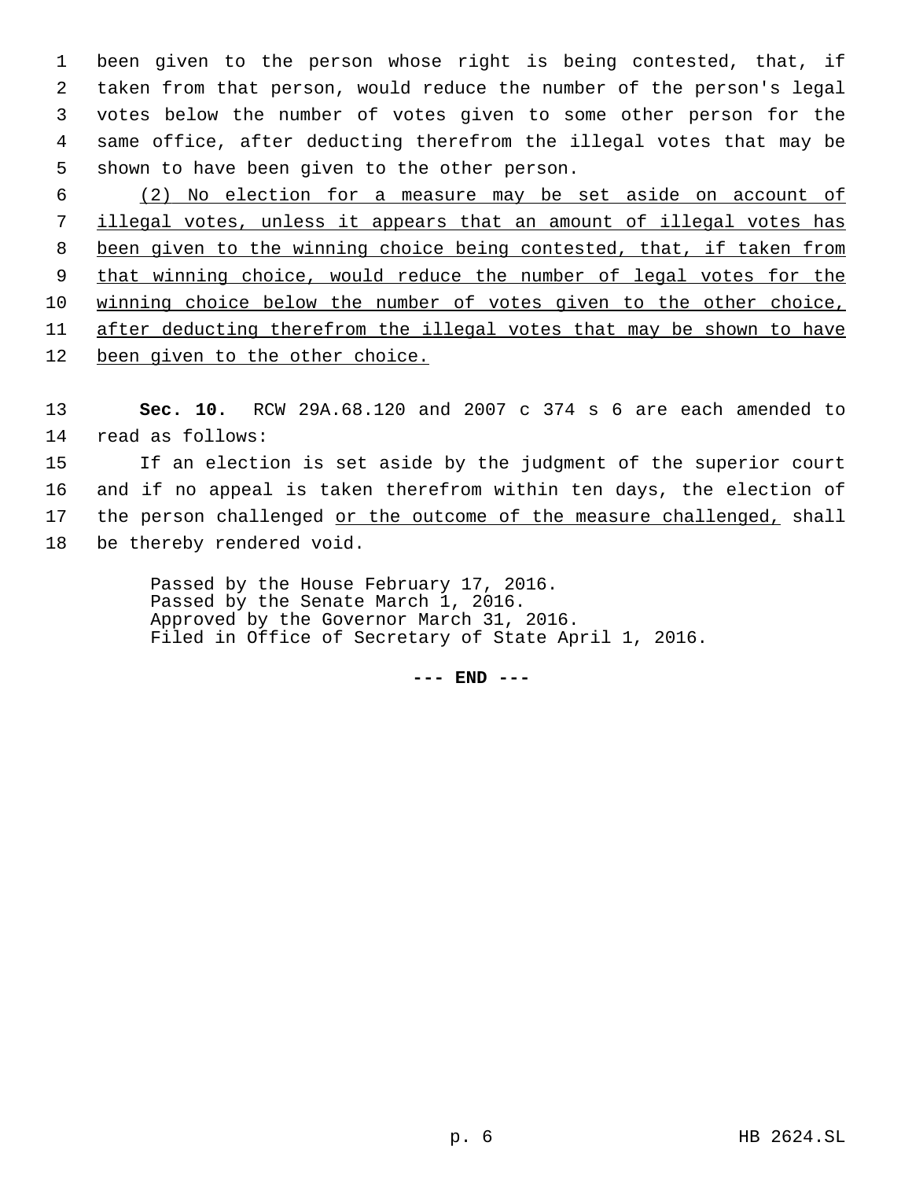been given to the person whose right is being contested, that, if taken from that person, would reduce the number of the person's legal votes below the number of votes given to some other person for the same office, after deducting therefrom the illegal votes that may be shown to have been given to the other person.

(2) No election for a measure may be set aside on account of illegal votes, unless it appears that an amount of illegal votes has been given to the winning choice being contested, that, if taken from that winning choice, would reduce the number of legal votes for the winning choice below the number of votes given to the other choice, after deducting therefrom the illegal votes that may be shown to have been given to the other choice.

**Sec. 10.** RCW 29A.68.120 and 2007 c 374 s 6 are each amended to read as follows:

If an election is set aside by the judgment of the superior court and if no appeal is taken therefrom within ten days, the election of the person challenged or the outcome of the measure challenged, shall be thereby rendered void.

Passed by the House February 17, 2016.
Passed by the Senate March 1, 2016.
Approved by the Governor March 31, 2016.
Filed in Office of Secretary of State April 1, 2016.

**--- END ---**